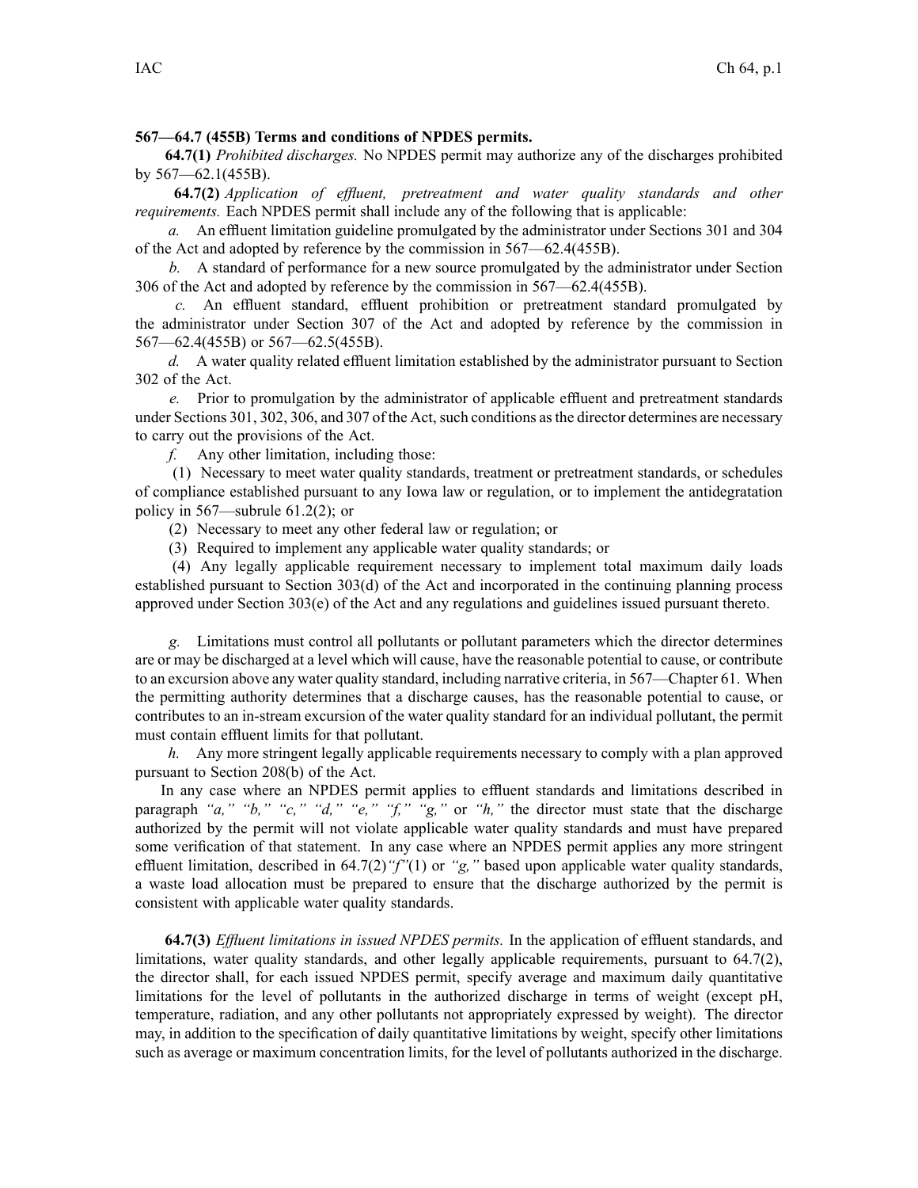**567—64.7 (455B) Terms and conditions of NPDES permits.**

**64.7(1)** *Prohibited discharges.* No NPDES permit may authorize any of the discharges prohibited by 567—62.1(455B).

**64.7(2)** *Application of effluent, pretreatment and water quality standards and other requirements.* Each NPDES permit shall include any of the following that is applicable:

*a.* An effluent limitation guideline promulgated by the administrator under Sections 301 and 304 of the Act and adopted by reference by the commission in 567—62.4(455B).

*b.* A standard of performance for a new source promulgated by the administrator under Section 306 of the Act and adopted by reference by the commission in 567—62.4(455B).

*c.* An effluent standard, effluent prohibition or pretreatment standard promulgated by the administrator under Section 307 of the Act and adopted by reference by the commission in 567—62.4(455B) or 567—62.5(455B).

*d.* A water quality related effluent limitation established by the administrator pursuant to Section 302 of the Act.

*e.* Prior to promulgation by the administrator of applicable effluent and pretreatment standards under Sections 301, 302, 306, and 307 of the Act, such conditions as the director determines are necessary to carry out the provisions of the Act.

*f.* Any other limitation, including those:

(1) Necessary to meet water quality standards, treatment or pretreatment standards, or schedules of compliance established pursuant to any Iowa law or regulation, or to implement the antidegratation policy in 567—subrule 61.2(2); or

(2) Necessary to meet any other federal law or regulation; or

(3) Required to implement any applicable water quality standards; or

(4) Any legally applicable requirement necessary to implement total maximum daily loads established pursuant to Section 303(d) of the Act and incorporated in the continuing planning process approved under Section 303(e) of the Act and any regulations and guidelines issued pursuant thereto.

*g.* Limitations must control all pollutants or pollutant parameters which the director determines are or may be discharged at a level which will cause, have the reasonable potential to cause, or contribute to an excursion above any water quality standard, including narrative criteria, in 567—Chapter 61. When the permitting authority determines that a discharge causes, has the reasonable potential to cause, or contributes to an in-stream excursion of the water quality standard for an individual pollutant, the permit must contain effluent limits for that pollutant.

*h.* Any more stringent legally applicable requirements necessary to comply with a plan approved pursuant to Section 208(b) of the Act.

In any case where an NPDES permit applies to effluent standards and limitations described in paragraph *"a," "b," "c," "d," "e," "f," "g,"* or *"h,"* the director must state that the discharge authorized by the permit will not violate applicable water quality standards and must have prepared some verification of that statement. In any case where an NPDES permit applies any more stringent effluent limitation, described in 64.7(2)*"f"*(1) or *"g,"* based upon applicable water quality standards, a waste load allocation must be prepared to ensure that the discharge authorized by the permit is consistent with applicable water quality standards.

**64.7(3)** *Effluent limitations in issued NPDES permits.* In the application of effluent standards, and limitations, water quality standards, and other legally applicable requirements, pursuant to 64.7(2), the director shall, for each issued NPDES permit, specify average and maximum daily quantitative limitations for the level of pollutants in the authorized discharge in terms of weight (except pH, temperature, radiation, and any other pollutants not appropriately expressed by weight). The director may, in addition to the specification of daily quantitative limitations by weight, specify other limitations such as average or maximum concentration limits, for the level of pollutants authorized in the discharge.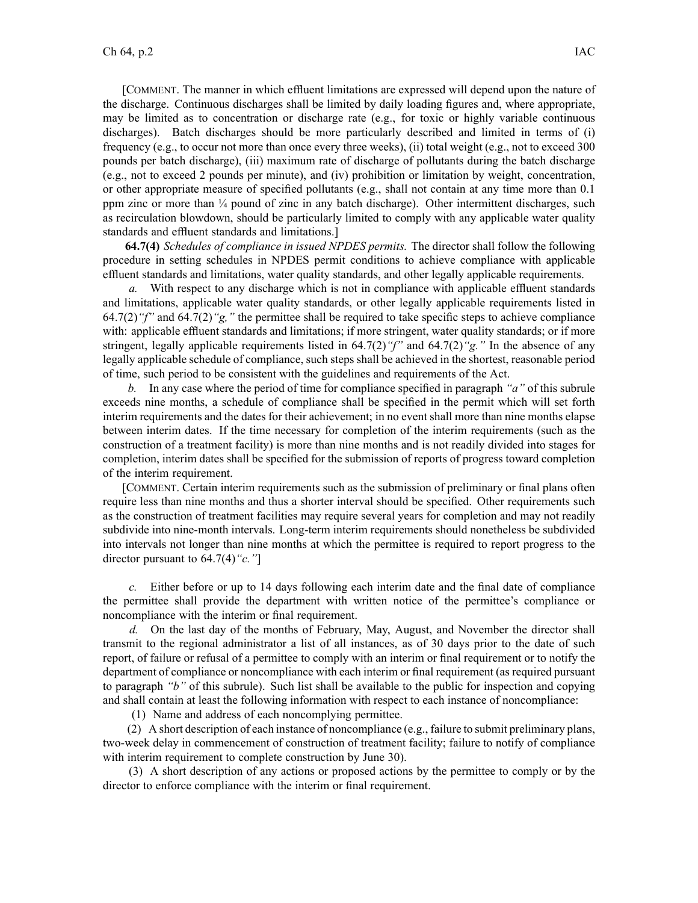[COMMENT. The manner in which effluent limitations are expressed will depend upon the nature of the discharge. Continuous discharges shall be limited by daily loading figures and, where appropriate, may be limited as to concentration or discharge rate (e.g., for toxic or highly variable continuous discharges). Batch discharges should be more particularly described and limited in terms of (i) frequency (e.g., to occur not more than once every three weeks), (ii) total weight (e.g., not to exceed 300 pounds per batch discharge), (iii) maximum rate of discharge of pollutants during the batch discharge (e.g., not to exceed 2 pounds per minute), and (iv) prohibition or limitation by weight, concentration, or other appropriate measure of specified pollutants (e.g., shall not contain at any time more than 0.1 ppm zinc or more than ¼ pound of zinc in any batch discharge). Other intermittent discharges, such as recirculation blowdown, should be particularly limited to comply with any applicable water quality standards and effluent standards and limitations.]

**64.7(4)** *Schedules of compliance in issued NPDES permits.* The director shall follow the following procedure in setting schedules in NPDES permit conditions to achieve compliance with applicable effluent standards and limitations, water quality standards, and other legally applicable requirements.

*a.* With respect to any discharge which is not in compliance with applicable effluent standards and limitations, applicable water quality standards, or other legally applicable requirements listed in 64.7(2)*"f"* and 64.7(2)*"g,"* the permittee shall be required to take specific steps to achieve compliance with: applicable effluent standards and limitations; if more stringent, water quality standards; or if more stringent, legally applicable requirements listed in 64.7(2)*"f"* and 64.7(2)*"g."* In the absence of any legally applicable schedule of compliance, such steps shall be achieved in the shortest, reasonable period of time, such period to be consistent with the guidelines and requirements of the Act.

*b.* In any case where the period of time for compliance specified in paragraph *"a"* of this subrule exceeds nine months, a schedule of compliance shall be specified in the permit which will set forth interim requirements and the dates for their achievement; in no event shall more than nine months elapse between interim dates. If the time necessary for completion of the interim requirements (such as the construction of a treatment facility) is more than nine months and is not readily divided into stages for completion, interim dates shall be specified for the submission of reports of progress toward completion of the interim requirement.

[COMMENT. Certain interim requirements such as the submission of preliminary or final plans often require less than nine months and thus a shorter interval should be specified. Other requirements such as the construction of treatment facilities may require several years for completion and may not readily subdivide into nine-month intervals. Long-term interim requirements should nonetheless be subdivided into intervals not longer than nine months at which the permittee is required to report progress to the director pursuant to 64.7(4)*"c."*]

*c.* Either before or up to 14 days following each interim date and the final date of compliance the permittee shall provide the department with written notice of the permittee's compliance or noncompliance with the interim or final requirement.

*d.* On the last day of the months of February, May, August, and November the director shall transmit to the regional administrator a list of all instances, as of 30 days prior to the date of such report, of failure or refusal of a permittee to comply with an interim or final requirement or to notify the department of compliance or noncompliance with each interim or final requirement (as required pursuant to paragraph *"b"* of this subrule). Such list shall be available to the public for inspection and copying and shall contain at least the following information with respect to each instance of noncompliance:

(1) Name and address of each noncomplying permittee.

(2) A short description of each instance of noncompliance (e.g., failure to submit preliminary plans, two-week delay in commencement of construction of treatment facility; failure to notify of compliance with interim requirement to complete construction by June 30).

(3) A short description of any actions or proposed actions by the permittee to comply or by the director to enforce compliance with the interim or final requirement.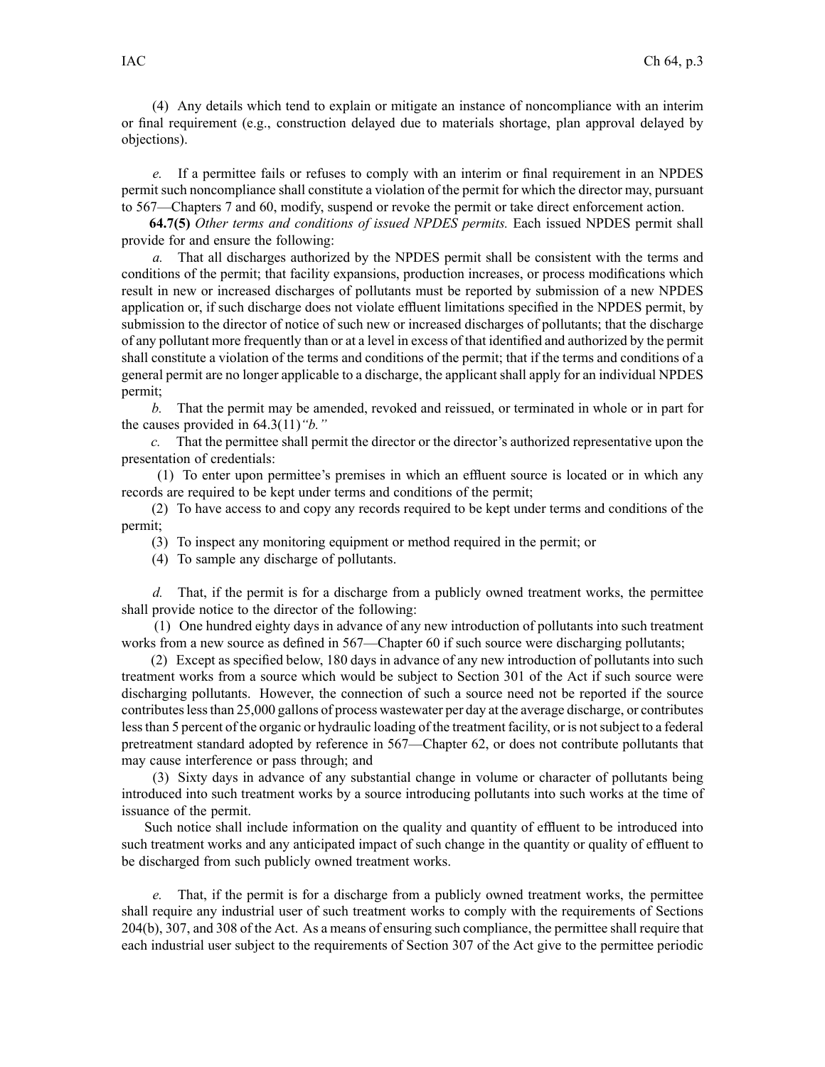(4) Any details which tend to explain or mitigate an instance of noncompliance with an interim or final requirement (e.g., construction delayed due to materials shortage, plan approval delayed by objections).

*e.* If a permittee fails or refuses to comply with an interim or final requirement in an NPDES permit such noncompliance shall constitute a violation of the permit for which the director may, pursuant to 567—Chapters 7 and 60, modify, suspend or revoke the permit or take direct enforcement action.

**64.7(5)** *Other terms and conditions of issued NPDES permits.* Each issued NPDES permit shall provide for and ensure the following:

*a.* That all discharges authorized by the NPDES permit shall be consistent with the terms and conditions of the permit; that facility expansions, production increases, or process modifications which result in new or increased discharges of pollutants must be reported by submission of a new NPDES application or, if such discharge does not violate effluent limitations specified in the NPDES permit, by submission to the director of notice of such new or increased discharges of pollutants; that the discharge of any pollutant more frequently than or at a level in excess of that identified and authorized by the permit shall constitute a violation of the terms and conditions of the permit; that if the terms and conditions of a general permit are no longer applicable to a discharge, the applicant shall apply for an individual NPDES permit;

*b.* That the permit may be amended, revoked and reissued, or terminated in whole or in part for the causes provided in 64.3(11)*"b."*

*c.* That the permittee shall permit the director or the director's authorized representative upon the presentation of credentials:

(1) To enter upon permittee's premises in which an effluent source is located or in which any records are required to be kept under terms and conditions of the permit;

(2) To have access to and copy any records required to be kept under terms and conditions of the permit;

(3) To inspect any monitoring equipment or method required in the permit; or

(4) To sample any discharge of pollutants.

*d.* That, if the permit is for a discharge from a publicly owned treatment works, the permittee shall provide notice to the director of the following:

(1) One hundred eighty days in advance of any new introduction of pollutants into such treatment works from a new source as defined in 567—Chapter 60 if such source were discharging pollutants;

(2) Except as specified below, 180 days in advance of any new introduction of pollutants into such treatment works from a source which would be subject to Section 301 of the Act if such source were discharging pollutants. However, the connection of such a source need not be reported if the source contributes less than 25,000 gallons of process wastewater per day at the average discharge, or contributes less than 5 percent of the organic or hydraulic loading of the treatment facility, or is not subject to a federal pretreatment standard adopted by reference in 567—Chapter 62, or does not contribute pollutants that may cause interference or pass through; and

(3) Sixty days in advance of any substantial change in volume or character of pollutants being introduced into such treatment works by a source introducing pollutants into such works at the time of issuance of the permit.

Such notice shall include information on the quality and quantity of effluent to be introduced into such treatment works and any anticipated impact of such change in the quantity or quality of effluent to be discharged from such publicly owned treatment works.

*e.* That, if the permit is for a discharge from a publicly owned treatment works, the permittee shall require any industrial user of such treatment works to comply with the requirements of Sections 204(b), 307, and 308 of the Act. As a means of ensuring such compliance, the permittee shall require that each industrial user subject to the requirements of Section 307 of the Act give to the permittee periodic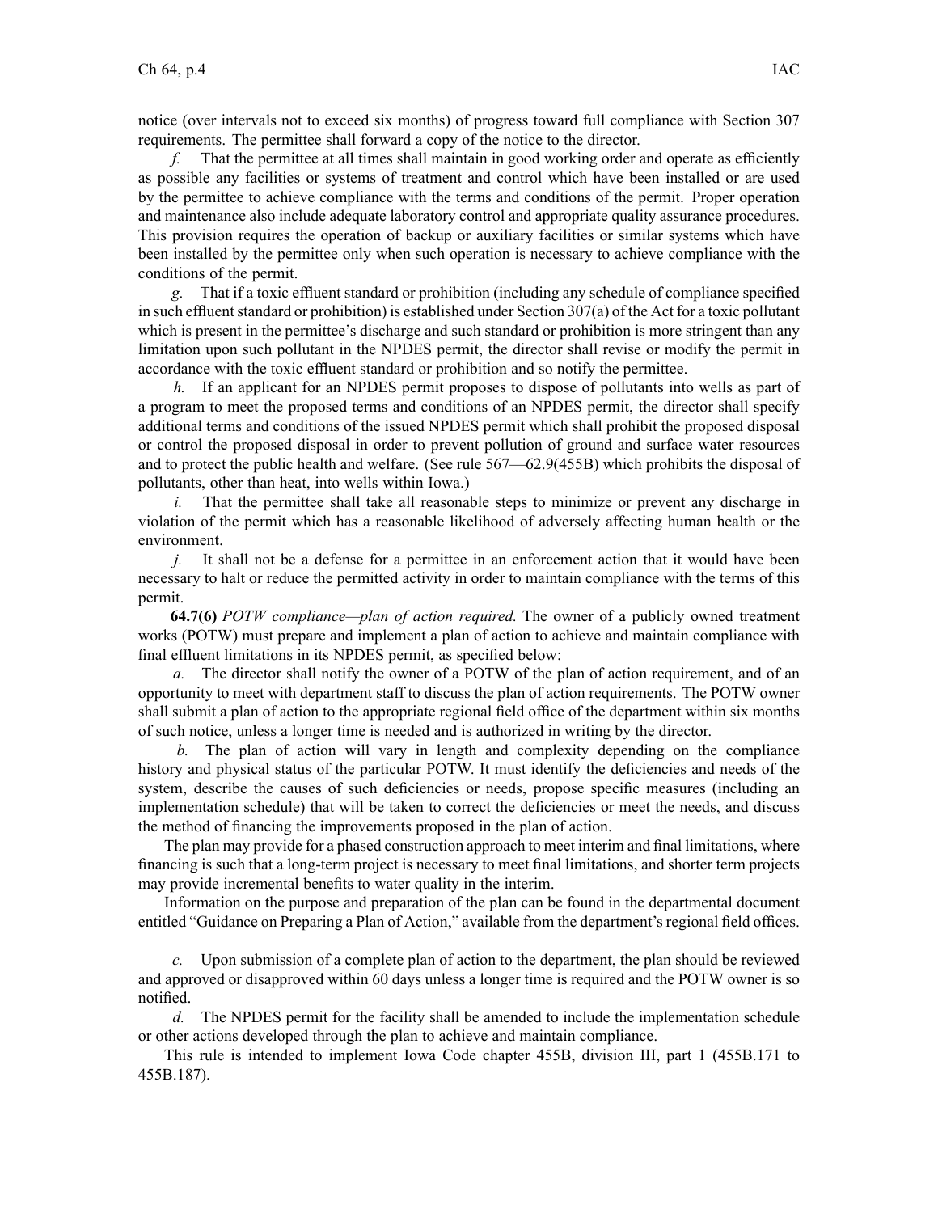notice (over intervals not to exceed six months) of progress toward full compliance with Section 307 requirements. The permittee shall forward a copy of the notice to the director.

*f.* That the permittee at all times shall maintain in good working order and operate as efficiently as possible any facilities or systems of treatment and control which have been installed or are used by the permittee to achieve compliance with the terms and conditions of the permit. Proper operation and maintenance also include adequate laboratory control and appropriate quality assurance procedures. This provision requires the operation of backup or auxiliary facilities or similar systems which have been installed by the permittee only when such operation is necessary to achieve compliance with the conditions of the permit.

*g.* That if a toxic effluent standard or prohibition (including any schedule of compliance specified in such effluent standard or prohibition) is established under Section 307(a) of the Act for a toxic pollutant which is present in the permittee's discharge and such standard or prohibition is more stringent than any limitation upon such pollutant in the NPDES permit, the director shall revise or modify the permit in accordance with the toxic effluent standard or prohibition and so notify the permittee.

*h.* If an applicant for an NPDES permit proposes to dispose of pollutants into wells as part of a program to meet the proposed terms and conditions of an NPDES permit, the director shall specify additional terms and conditions of the issued NPDES permit which shall prohibit the proposed disposal or control the proposed disposal in order to prevent pollution of ground and surface water resources and to protect the public health and welfare. (See rule 567—62.9(455B) which prohibits the disposal of pollutants, other than heat, into wells within Iowa.)

*i.* That the permittee shall take all reasonable steps to minimize or prevent any discharge in violation of the permit which has a reasonable likelihood of adversely affecting human health or the environment.

*j.* It shall not be a defense for a permittee in an enforcement action that it would have been necessary to halt or reduce the permitted activity in order to maintain compliance with the terms of this permit.

**64.7(6)** *POTW compliance—plan of action required.* The owner of a publicly owned treatment works (POTW) must prepare and implement a plan of action to achieve and maintain compliance with final effluent limitations in its NPDES permit, as specified below:

*a.* The director shall notify the owner of a POTW of the plan of action requirement, and of an opportunity to meet with department staff to discuss the plan of action requirements. The POTW owner shall submit a plan of action to the appropriate regional field office of the department within six months of such notice, unless a longer time is needed and is authorized in writing by the director.

*b.* The plan of action will vary in length and complexity depending on the compliance history and physical status of the particular POTW. It must identify the deficiencies and needs of the system, describe the causes of such deficiencies or needs, propose specific measures (including an implementation schedule) that will be taken to correct the deficiencies or meet the needs, and discuss the method of financing the improvements proposed in the plan of action.

The plan may provide for a phased construction approach to meet interim and final limitations, where financing is such that a long-term project is necessary to meet final limitations, and shorter term projects may provide incremental benefits to water quality in the interim.

Information on the purpose and preparation of the plan can be found in the departmental document entitled "Guidance on Preparing a Plan of Action," available from the department's regional field offices.

*c.* Upon submission of a complete plan of action to the department, the plan should be reviewed and approved or disapproved within 60 days unless a longer time is required and the POTW owner is so notified.

*d.* The NPDES permit for the facility shall be amended to include the implementation schedule or other actions developed through the plan to achieve and maintain compliance.

This rule is intended to implement Iowa Code chapter 455B, division III, part 1 (455B.171 to 455B.187).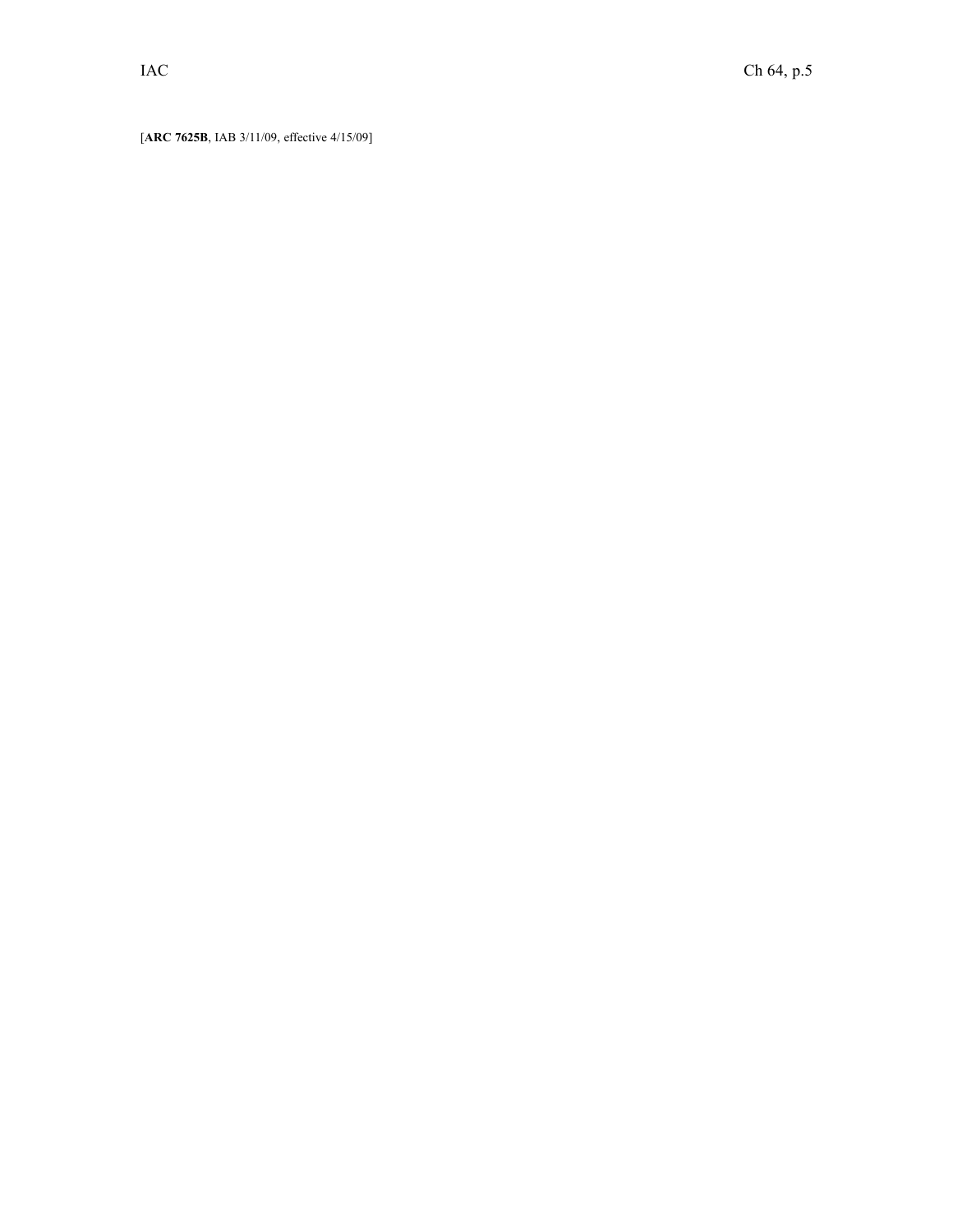[**ARC 7625B**, IAB 3/11/09, effective 4/15/09]